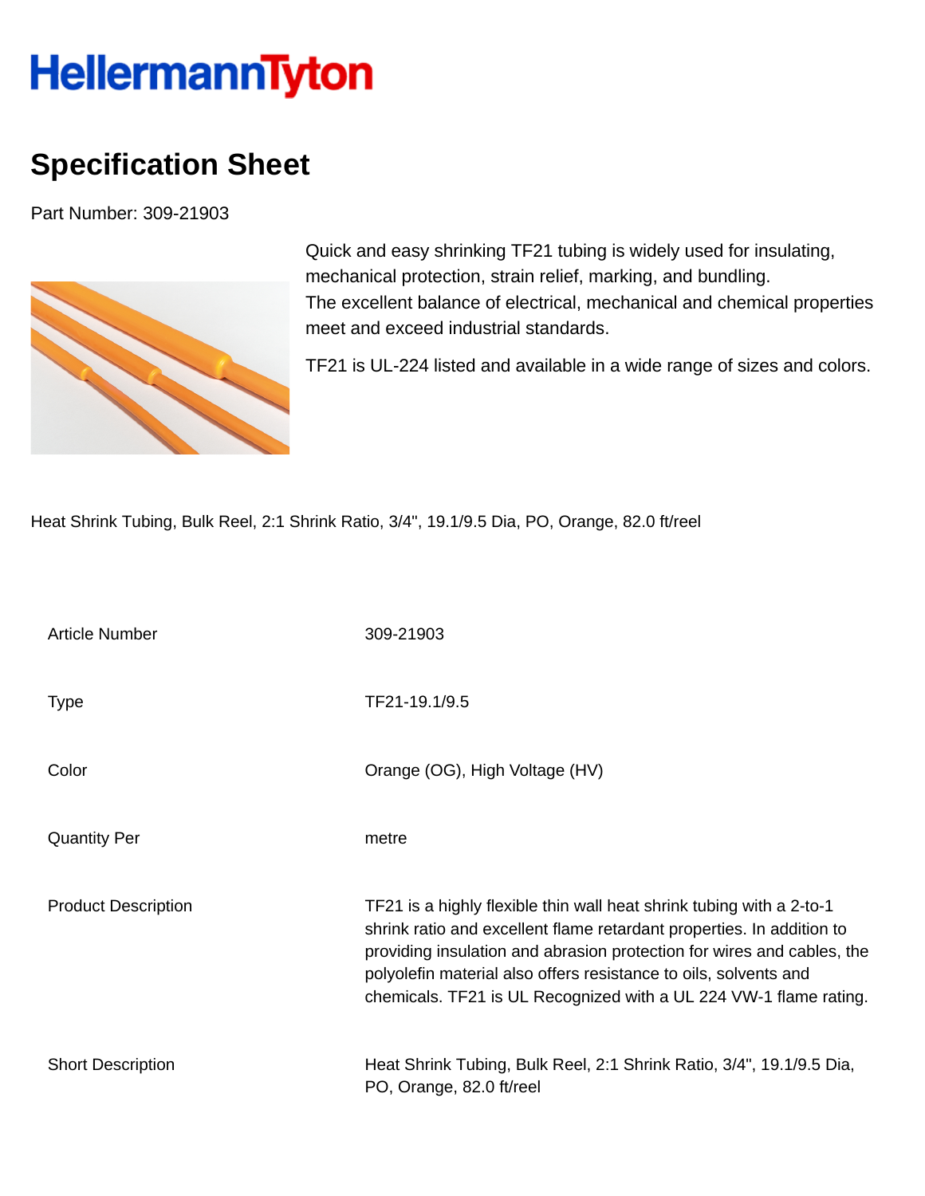# HellermannTyton

## Specification Sheet

Part Number: 309-21903

Quick and easy shrinking TF21 tubing is widely used for insulating, mechanical protection, strain relief, marking, and bundling.
The excellent balance of electrical, mechanical and chemical properties meet and exceed industrial standards.

TF21 is UL-224 listed and available in a wide range of sizes and colors.

Heat Shrink Tubing, Bulk Reel, 2:1 Shrink Ratio, 3/4", 19.1/9.5 Dia, PO, Orange, 82.0 ft/reel

| | |
|---|---|
| Article Number | 309-21903 |
| Type | TF21-19.1/9.5 |
| Color | Orange (OG), High Voltage (HV) |
| Quantity Per | metre |
| Product Description | TF21 is a highly flexible thin wall heat shrink tubing with a 2-to-1 shrink ratio and excellent flame retardant properties. In addition to providing insulation and abrasion protection for wires and cables, the polyolefin material also offers resistance to oils, solvents and chemicals. TF21 is UL Recognized with a UL 224 VW-1 flame rating. |
| Short Description | Heat Shrink Tubing, Bulk Reel, 2:1 Shrink Ratio, 3/4", 19.1/9.5 Dia, PO, Orange, 82.0 ft/reel |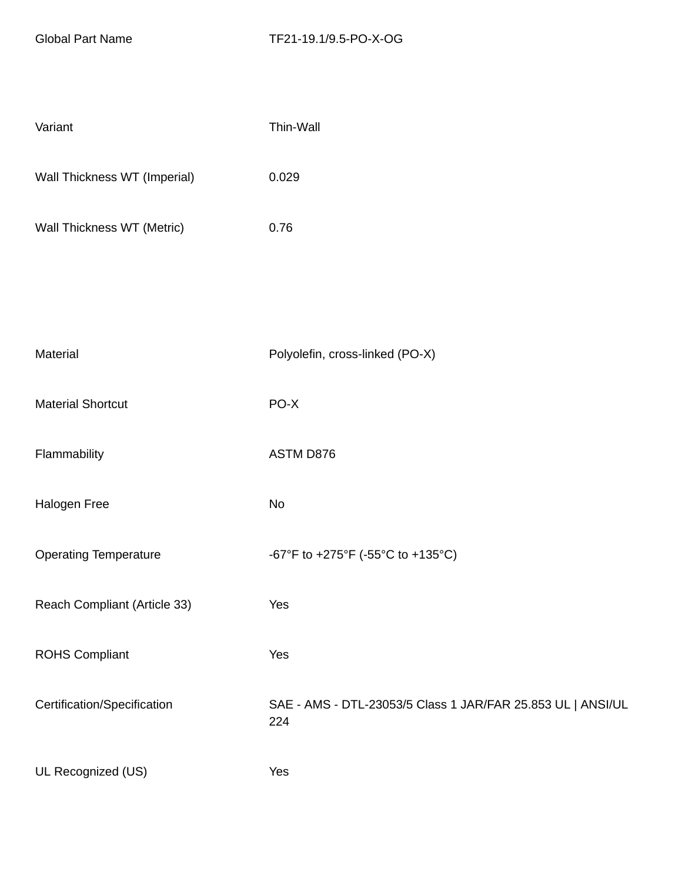| | |
|---|---|
| Global Part Name | TF21-19.1/9.5-PO-X-OG |
| Variant | Thin-Wall |
| Wall Thickness WT (Imperial) | 0.029 |
| Wall Thickness WT (Metric) | 0.76 |
| Material | Polyolefin, cross-linked (PO-X) |
| Material Shortcut | PO-X |
| Flammability | ASTM D876 |
| Halogen Free | No |
| Operating Temperature | -67°F to +275°F (-55°C to +135°C) |
| Reach Compliant (Article 33) | Yes |
| ROHS Compliant | Yes |
| Certification/Specification | SAE - AMS - DTL-23053/5 Class 1 JAR/FAR 25.853 UL \| ANSI/UL 224 |
| UL Recognized (US) | Yes |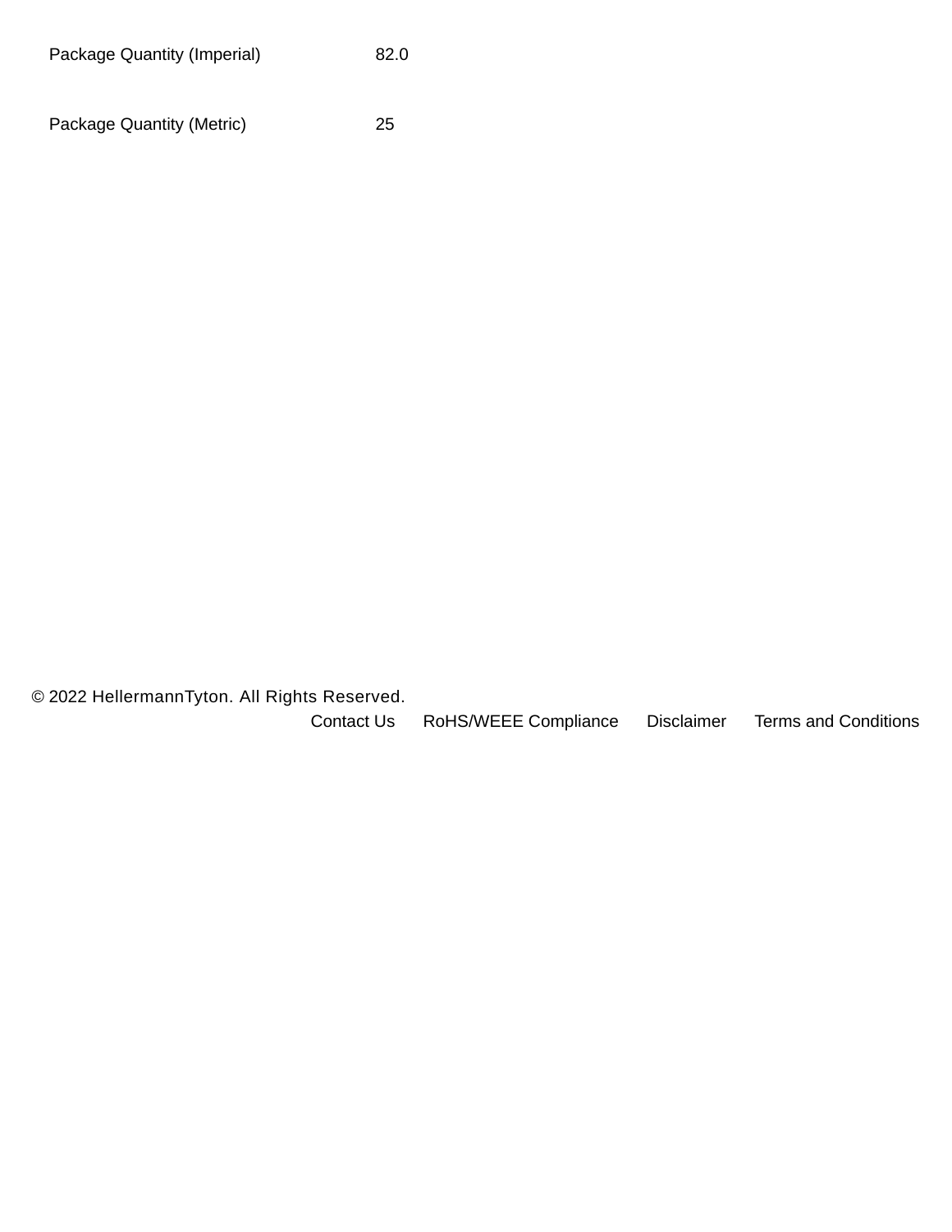| | |
|---|---|
| Package Quantity (Imperial) | 82.0 |
| Package Quantity (Metric) | 25 |

© 2022 HellermannTyton. All Rights Reserved.

Contact Us RoHS/WEEE Compliance Disclaimer Terms and Conditions